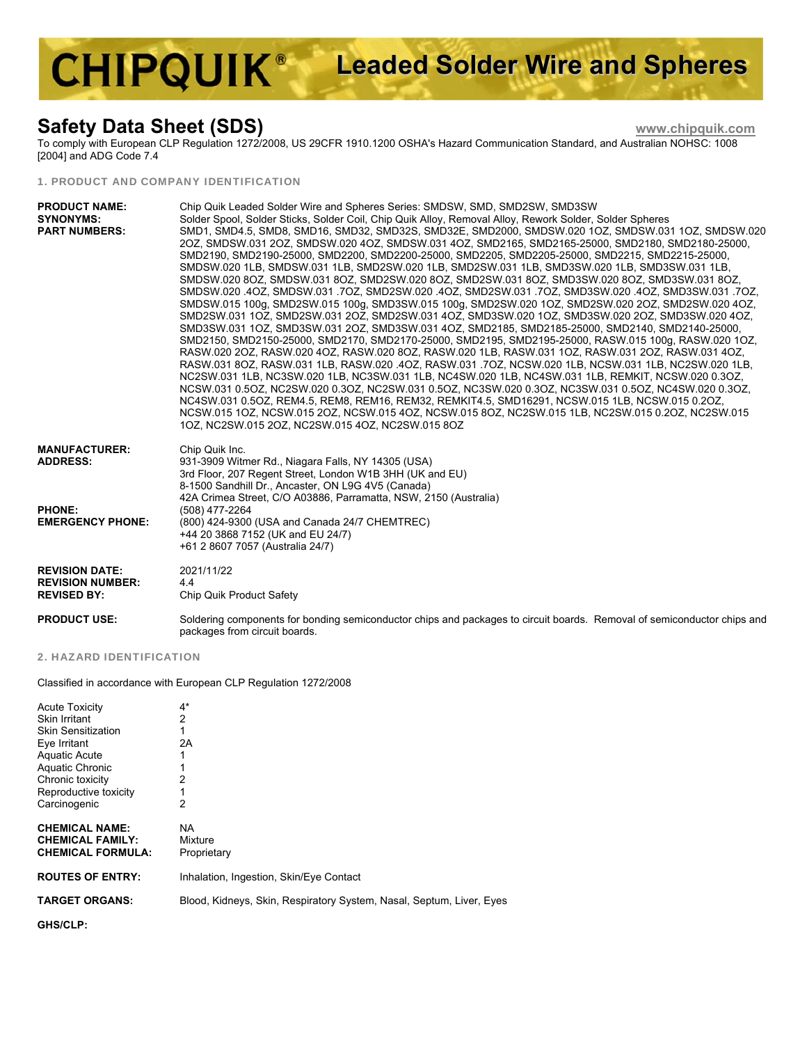# CHIPQUIK® Leaded Solder Wire and Spheres

## Safety Data Sheet (SDS)

www.chipquik.com

To comply with European CLP Regulation 1272/2008, US 29CFR 1910.1200 OSHA's Hazard Communication Standard, and Australian NOHSC: 1008 [2004] and ADG Code 7.4

### 1. PRODUCT AND COMPANY IDENTIFICATION

**PRODUCT NAME:** Chip Quik Leaded Solder Wire and Spheres Series: SMDSW, SMD, SMD2SW, SMD3SW

**SYNONYMS:** Solder Spool, Solder Sticks, Solder Coil, Chip Quik Alloy, Removal Alloy, Rework Solder, Solder Spheres

**PART NUMBERS:** SMD1, SMD4.5, SMD8, SMD16, SMD32, SMD32S, SMD32E, SMD2000, SMDSW.020 1OZ, SMDSW.031 1OZ, SMDSW.020 2OZ, SMDSW.031 2OZ, SMDSW.020 4OZ, SMDSW.031 4OZ, SMD2165, SMD2165-25000, SMD2180, SMD2180-25000, SMD2190, SMD2190-25000, SMD2200, SMD2200-25000, SMD2205, SMD2205-25000, SMD2215, SMD2215-25000, SMDSW.020 1LB, SMDSW.031 1LB, SMD2SW.020 1LB, SMD2SW.031 1LB, SMD3SW.020 1LB, SMD3SW.031 1LB, SMDSW.020 8OZ, SMDSW.031 8OZ, SMD2SW.020 8OZ, SMD2SW.031 8OZ, SMD3SW.020 8OZ, SMD3SW.031 8OZ, SMDSW.020 .4OZ, SMDSW.031 .7OZ, SMD2SW.020 .4OZ, SMD2SW.031 .7OZ, SMD3SW.020 .4OZ, SMD3SW.031 .7OZ, SMDSW.015 100g, SMD2SW.015 100g, SMD3SW.015 100g, SMD2SW.020 1OZ, SMD2SW.020 2OZ, SMD2SW.020 4OZ, SMD2SW.031 1OZ, SMD2SW.031 2OZ, SMD2SW.031 4OZ, SMD3SW.020 1OZ, SMD3SW.020 2OZ, SMD3SW.020 4OZ, SMD3SW.031 1OZ, SMD3SW.031 2OZ, SMD3SW.031 4OZ, SMD2185, SMD2185-25000, SMD2140, SMD2140-25000, SMD2150, SMD2150-25000, SMD2170, SMD2170-25000, SMD2195, SMD2195-25000, RASW.015 100g, RASW.020 1OZ, RASW.020 2OZ, RASW.020 4OZ, RASW.020 8OZ, RASW.020 1LB, RASW.031 1OZ, RASW.031 2OZ, RASW.031 4OZ, RASW.031 8OZ, RASW.031 1LB, RASW.020 .4OZ, RASW.031 .7OZ, NCSW.020 1LB, NCSW.031 1LB, NC2SW.020 1LB, NC2SW.031 1LB, NC3SW.020 1LB, NC3SW.031 1LB, NC4SW.020 1LB, NC4SW.031 1LB, REMKIT, NCSW.020 0.3OZ, NCSW.031 0.5OZ, NC2SW.020 0.3OZ, NC2SW.031 0.5OZ, NC3SW.020 0.3OZ, NC3SW.031 0.5OZ, NC4SW.020 0.3OZ, NC4SW.031 0.5OZ, REM4.5, REM8, REM16, REM32, REMKIT4.5, SMD16291, NCSW.015 1LB, NCSW.015 0.2OZ, NCSW.015 1OZ, NCSW.015 2OZ, NCSW.015 4OZ, NCSW.015 8OZ, NC2SW.015 1LB, NC2SW.015 0.2OZ, NC2SW.015 1OZ, NC2SW.015 2OZ, NC2SW.015 4OZ, NC2SW.015 8OZ

**MANUFACTURER:** Chip Quik Inc.

**ADDRESS:**
931-3909 Witmer Rd., Niagara Falls, NY 14305 (USA)
3rd Floor, 207 Regent Street, London W1B 3HH (UK and EU)
8-1500 Sandhill Dr., Ancaster, ON L9G 4V5 (Canada)
42A Crimea Street, C/O A03886, Parramatta, NSW, 2150 (Australia)

**PHONE:** (508) 477-2264

**EMERGENCY PHONE:**
(800) 424-9300 (USA and Canada 24/7 CHEMTREC)
+44 20 3868 7152 (UK and EU 24/7)
+61 2 8607 7057 (Australia 24/7)

**REVISION DATE:** 2021/11/22

**REVISION NUMBER:** 4.4

**REVISED BY:** Chip Quik Product Safety

**PRODUCT USE:** Soldering components for bonding semiconductor chips and packages to circuit boards. Removal of semiconductor chips and packages from circuit boards.

### 2. HAZARD IDENTIFICATION

Classified in accordance with European CLP Regulation 1272/2008

| | |
|---|---|
| Acute Toxicity | 4* |
| Skin Irritant | 2 |
| Skin Sensitization | 1 |
| Eye Irritant | 2A |
| Aquatic Acute | 1 |
| Aquatic Chronic | 1 |
| Chronic toxicity | 2 |
| Reproductive toxicity | 1 |
| Carcinogenic | 2 |

**CHEMICAL NAME:** NA

**CHEMICAL FAMILY:** Mixture

**CHEMICAL FORMULA:** Proprietary

**ROUTES OF ENTRY:** Inhalation, Ingestion, Skin/Eye Contact

**TARGET ORGANS:** Blood, Kidneys, Skin, Respiratory System, Nasal, Septum, Liver, Eyes

**GHS/CLP:**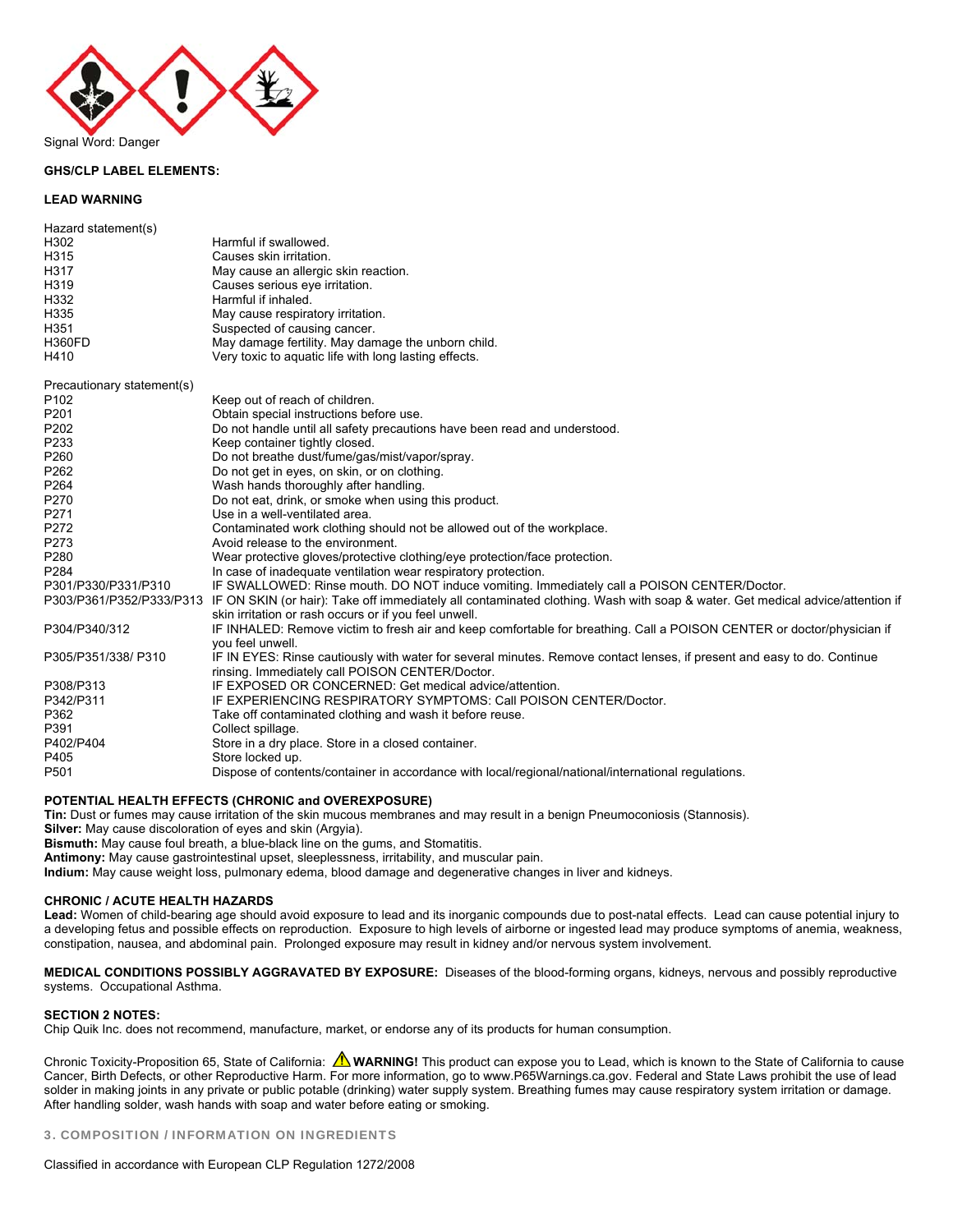Signal Word: Danger

**GHS/CLP LABEL ELEMENTS:**

**LEAD WARNING**

Hazard statement(s)

| | |
|---|---|
| H302 | Harmful if swallowed. |
| H315 | Causes skin irritation. |
| H317 | May cause an allergic skin reaction. |
| H319 | Causes serious eye irritation. |
| H332 | Harmful if inhaled. |
| H335 | May cause respiratory irritation. |
| H351 | Suspected of causing cancer. |
| H360FD | May damage fertility. May damage the unborn child. |
| H410 | Very toxic to aquatic life with long lasting effects. |

Precautionary statement(s)

| | |
|---|---|
| P102 | Keep out of reach of children. |
| P201 | Obtain special instructions before use. |
| P202 | Do not handle until all safety precautions have been read and understood. |
| P233 | Keep container tightly closed. |
| P260 | Do not breathe dust/fume/gas/mist/vapor/spray. |
| P262 | Do not get in eyes, on skin, or on clothing. |
| P264 | Wash hands thoroughly after handling. |
| P270 | Do not eat, drink, or smoke when using this product. |
| P271 | Use in a well-ventilated area. |
| P272 | Contaminated work clothing should not be allowed out of the workplace. |
| P273 | Avoid release to the environment. |
| P280 | Wear protective gloves/protective clothing/eye protection/face protection. |
| P284 | In case of inadequate ventilation wear respiratory protection. |
| P301/P330/P331/P310 | IF SWALLOWED: Rinse mouth. DO NOT induce vomiting. Immediately call a POISON CENTER/Doctor. |
| P303/P361/P352/P333/P313 | IF ON SKIN (or hair): Take off immediately all contaminated clothing. Wash with soap & water. Get medical advice/attention if skin irritation or rash occurs or if you feel unwell. |
| P304/P340/312 | IF INHALED: Remove victim to fresh air and keep comfortable for breathing. Call a POISON CENTER or doctor/physician if you feel unwell. |
| P305/P351/338/ P310 | IF IN EYES: Rinse cautiously with water for several minutes. Remove contact lenses, if present and easy to do. Continue rinsing. Immediately call POISON CENTER/Doctor. |
| P308/P313 | IF EXPOSED OR CONCERNED: Get medical advice/attention. |
| P342/P311 | IF EXPERIENCING RESPIRATORY SYMPTOMS: Call POISON CENTER/Doctor. |
| P362 | Take off contaminated clothing and wash it before reuse. |
| P391 | Collect spillage. |
| P402/P404 | Store in a dry place. Store in a closed container. |
| P405 | Store locked up. |
| P501 | Dispose of contents/container in accordance with local/regional/national/international regulations. |

**POTENTIAL HEALTH EFFECTS (CHRONIC and OVEREXPOSURE)**

**Tin:** Dust or fumes may cause irritation of the skin mucous membranes and may result in a benign Pneumoconiosis (Stannosis).
**Silver:** May cause discoloration of eyes and skin (Argyia).
**Bismuth:** May cause foul breath, a blue-black line on the gums, and Stomatitis.
**Antimony:** May cause gastrointestinal upset, sleeplessness, irritability, and muscular pain.
**Indium:** May cause weight loss, pulmonary edema, blood damage and degenerative changes in liver and kidneys.

**CHRONIC / ACUTE HEALTH HAZARDS**

**Lead:** Women of child-bearing age should avoid exposure to lead and its inorganic compounds due to post-natal effects. Lead can cause potential injury to a developing fetus and possible effects on reproduction. Exposure to high levels of airborne or ingested lead may produce symptoms of anemia, weakness, constipation, nausea, and abdominal pain. Prolonged exposure may result in kidney and/or nervous system involvement.

**MEDICAL CONDITIONS POSSIBLY AGGRAVATED BY EXPOSURE:** Diseases of the blood-forming organs, kidneys, nervous and possibly reproductive systems. Occupational Asthma.

**SECTION 2 NOTES:**

Chip Quik Inc. does not recommend, manufacture, market, or endorse any of its products for human consumption.

Chronic Toxicity-Proposition 65, State of California: ⚠ **WARNING!** This product can expose you to Lead, which is known to the State of California to cause Cancer, Birth Defects, or other Reproductive Harm. For more information, go to www.P65Warnings.ca.gov. Federal and State Laws prohibit the use of lead solder in making joints in any private or public potable (drinking) water supply system. Breathing fumes may cause respiratory system irritation or damage. After handling solder, wash hands with soap and water before eating or smoking.

## 3. COMPOSITION / INFORMATION ON INGREDIENTS

Classified in accordance with European CLP Regulation 1272/2008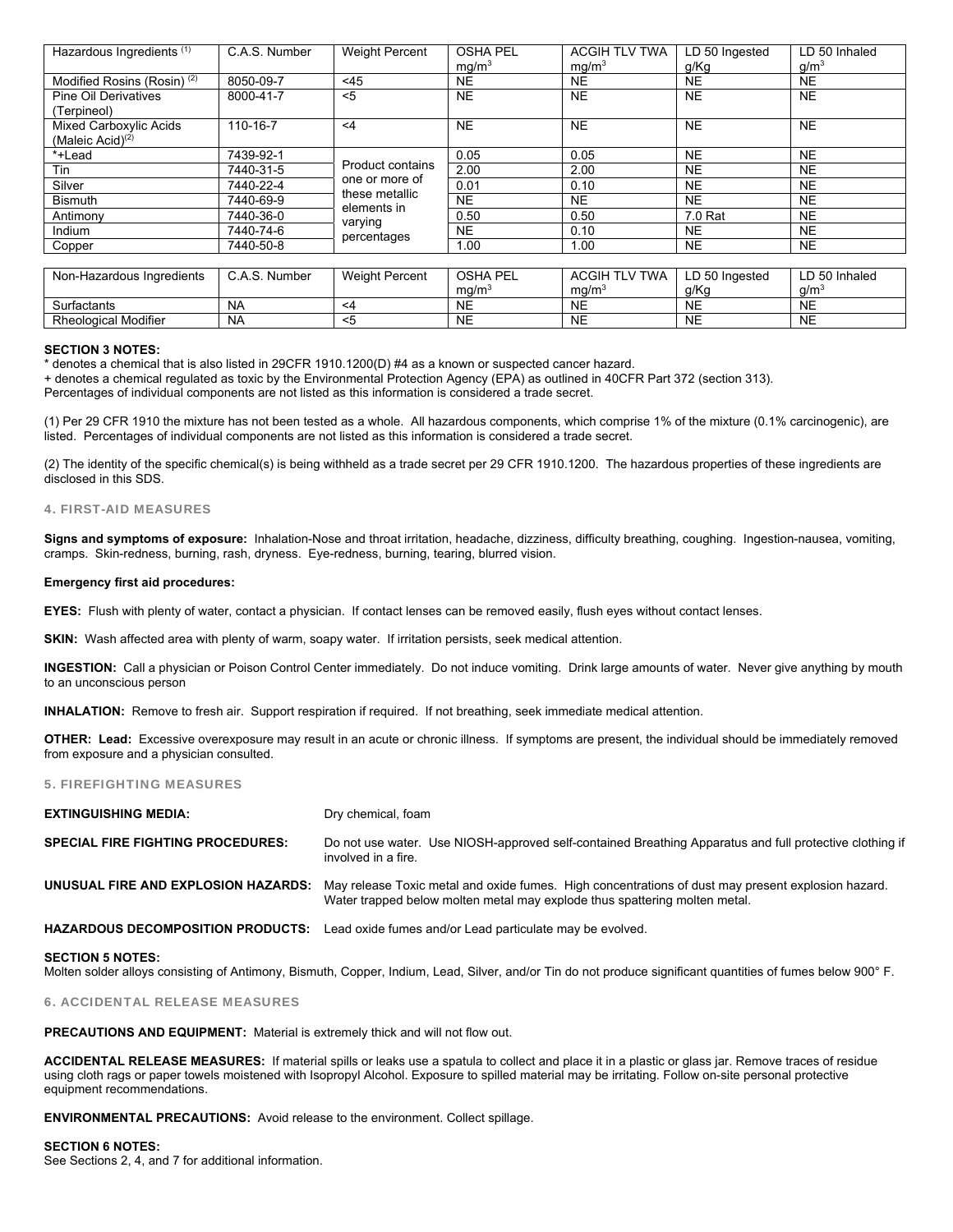| Hazardous Ingredients [1] | C.A.S. Number | Weight Percent | OSHA PEL mg/m[3] | ACGIH TLV TWA mg/m[3] | LD 50 Ingested g/Kg | LD 50 Inhaled g/m[3] |
|---|---|---|---|---|---|---|
| Modified Rosins (Rosin) [2] | 8050-09-7 | <45 | NE | NE | NE | NE |
| Pine Oil Derivatives (Terpineol) | 8000-41-7 | <5 | NE | NE | NE | NE |
| Mixed Carboxylic Acids (Maleic Acid)[2] | 110-16-7 | <4 | NE | NE | NE | NE |
| *+Lead | 7439-92-1 | Product contains one or more of these metallic elements in varying percentages | 0.05 | 0.05 | NE | NE |
| Tin | 7440-31-5 | | 2.00 | 2.00 | NE | NE |
| Silver | 7440-22-4 | | 0.01 | 0.10 | NE | NE |
| Bismuth | 7440-69-9 | | NE | NE | NE | NE |
| Antimony | 7440-36-0 | | 0.50 | 0.50 | 7.0 Rat | NE |
| Indium | 7440-74-6 | | NE | 0.10 | NE | NE |
| Copper | 7440-50-8 | | 1.00 | 1.00 | NE | NE |

| Non-Hazardous Ingredients | C.A.S. Number | Weight Percent | OSHA PEL mg/m[3] | ACGIH TLV TWA mg/m[3] | LD 50 Ingested g/Kg | LD 50 Inhaled g/m[3] |
|---|---|---|---|---|---|---|
| Surfactants | NA | <4 | NE | NE | NE | NE |
| Rheological Modifier | NA | <5 | NE | NE | NE | NE |

**SECTION 3 NOTES:**
* denotes a chemical that is also listed in 29CFR 1910.1200(D) #4 as a known or suspected cancer hazard.
+ denotes a chemical regulated as toxic by the Environmental Protection Agency (EPA) as outlined in 40CFR Part 372 (section 313).
Percentages of individual components are not listed as this information is considered a trade secret.

(1) Per 29 CFR 1910 the mixture has not been tested as a whole. All hazardous components, which comprise 1% of the mixture (0.1% carcinogenic), are listed. Percentages of individual components are not listed as this information is considered a trade secret.

(2) The identity of the specific chemical(s) is being withheld as a trade secret per 29 CFR 1910.1200. The hazardous properties of these ingredients are disclosed in this SDS.

## 4. FIRST-AID MEASURES

**Signs and symptoms of exposure:** Inhalation-Nose and throat irritation, headache, dizziness, difficulty breathing, coughing. Ingestion-nausea, vomiting, cramps. Skin-redness, burning, rash, dryness. Eye-redness, burning, tearing, blurred vision.

**Emergency first aid procedures:**

**EYES:** Flush with plenty of water, contact a physician. If contact lenses can be removed easily, flush eyes without contact lenses.

**SKIN:** Wash affected area with plenty of warm, soapy water. If irritation persists, seek medical attention.

**INGESTION:** Call a physician or Poison Control Center immediately. Do not induce vomiting. Drink large amounts of water. Never give anything by mouth to an unconscious person

**INHALATION:** Remove to fresh air. Support respiration if required. If not breathing, seek immediate medical attention.

**OTHER: Lead:** Excessive overexposure may result in an acute or chronic illness. If symptoms are present, the individual should be immediately removed from exposure and a physician consulted.

## 5. FIREFIGHTING MEASURES

**EXTINGUISHING MEDIA:** Dry chemical, foam

**SPECIAL FIRE FIGHTING PROCEDURES:** Do not use water. Use NIOSH-approved self-contained Breathing Apparatus and full protective clothing if involved in a fire.

**UNUSUAL FIRE AND EXPLOSION HAZARDS:** May release Toxic metal and oxide fumes. High concentrations of dust may present explosion hazard. Water trapped below molten metal may explode thus spattering molten metal.

**HAZARDOUS DECOMPOSITION PRODUCTS:** Lead oxide fumes and/or Lead particulate may be evolved.

**SECTION 5 NOTES:**
Molten solder alloys consisting of Antimony, Bismuth, Copper, Indium, Lead, Silver, and/or Tin do not produce significant quantities of fumes below 900° F.

## 6. ACCIDENTAL RELEASE MEASURES

**PRECAUTIONS AND EQUIPMENT:** Material is extremely thick and will not flow out.

**ACCIDENTAL RELEASE MEASURES:** If material spills or leaks use a spatula to collect and place it in a plastic or glass jar. Remove traces of residue using cloth rags or paper towels moistened with Isopropyl Alcohol. Exposure to spilled material may be irritating. Follow on-site personal protective equipment recommendations.

**ENVIRONMENTAL PRECAUTIONS:** Avoid release to the environment. Collect spillage.

**SECTION 6 NOTES:**
See Sections 2, 4, and 7 for additional information.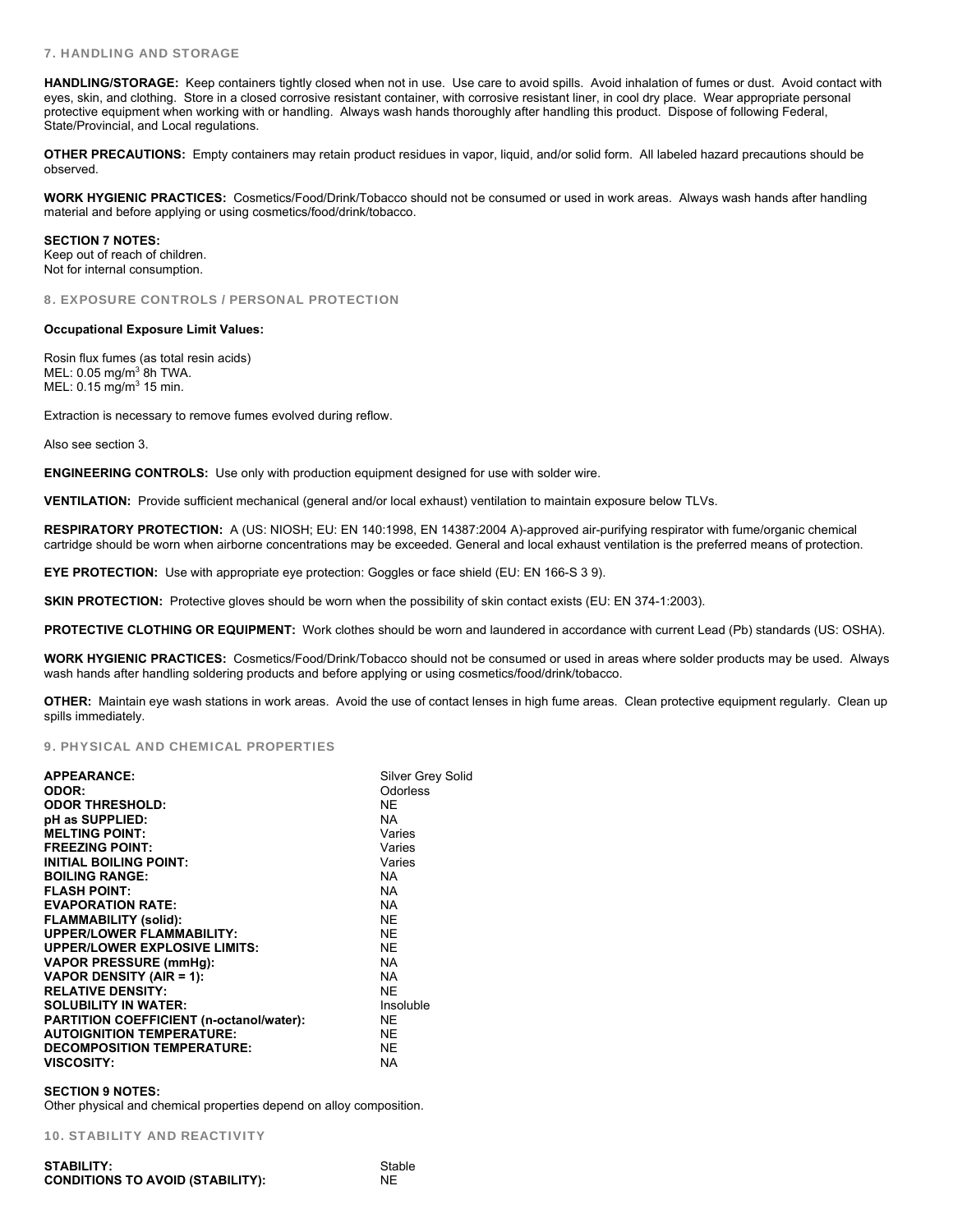## 7. HANDLING AND STORAGE

**HANDLING/STORAGE:** Keep containers tightly closed when not in use. Use care to avoid spills. Avoid inhalation of fumes or dust. Avoid contact with eyes, skin, and clothing. Store in a closed corrosive resistant container, with corrosive resistant liner, in cool dry place. Wear appropriate personal protective equipment when working with or handling. Always wash hands thoroughly after handling this product. Dispose of following Federal, State/Provincial, and Local regulations.

**OTHER PRECAUTIONS:** Empty containers may retain product residues in vapor, liquid, and/or solid form. All labeled hazard precautions should be observed.

**WORK HYGIENIC PRACTICES:** Cosmetics/Food/Drink/Tobacco should not be consumed or used in work areas. Always wash hands after handling material and before applying or using cosmetics/food/drink/tobacco.

**SECTION 7 NOTES:**
Keep out of reach of children.
Not for internal consumption.

## 8. EXPOSURE CONTROLS / PERSONAL PROTECTION

**Occupational Exposure Limit Values:**

Rosin flux fumes (as total resin acids)
MEL: 0.05 $mg/m^3$ 8h TWA.
MEL: 0.15 $mg/m^3$ 15 min.

Extraction is necessary to remove fumes evolved during reflow.

Also see section 3.

**ENGINEERING CONTROLS:** Use only with production equipment designed for use with solder wire.

**VENTILATION:** Provide sufficient mechanical (general and/or local exhaust) ventilation to maintain exposure below TLVs.

**RESPIRATORY PROTECTION:** A (US: NIOSH; EU: EN 140:1998, EN 14387:2004 A)-approved air-purifying respirator with fume/organic chemical cartridge should be worn when airborne concentrations may be exceeded. General and local exhaust ventilation is the preferred means of protection.

**EYE PROTECTION:** Use with appropriate eye protection: Goggles or face shield (EU: EN 166-S 3 9).

**SKIN PROTECTION:** Protective gloves should be worn when the possibility of skin contact exists (EU: EN 374-1:2003).

**PROTECTIVE CLOTHING OR EQUIPMENT:** Work clothes should be worn and laundered in accordance with current Lead (Pb) standards (US: OSHA).

**WORK HYGIENIC PRACTICES:** Cosmetics/Food/Drink/Tobacco should not be consumed or used in areas where solder products may be used. Always wash hands after handling soldering products and before applying or using cosmetics/food/drink/tobacco.

**OTHER:** Maintain eye wash stations in work areas. Avoid the use of contact lenses in high fume areas. Clean protective equipment regularly. Clean up spills immediately.

## 9. PHYSICAL AND CHEMICAL PROPERTIES

| | |
|---|---|
| **APPEARANCE:** | Silver Grey Solid |
| **ODOR:** | Odorless |
| **ODOR THRESHOLD:** | NE |
| **pH as SUPPLIED:** | NA |
| **MELTING POINT:** | Varies |
| **FREEZING POINT:** | Varies |
| **INITIAL BOILING POINT:** | Varies |
| **BOILING RANGE:** | NA |
| **FLASH POINT:** | NA |
| **EVAPORATION RATE:** | NA |
| **FLAMMABILITY (solid):** | NE |
| **UPPER/LOWER FLAMMABILITY:** | NE |
| **UPPER/LOWER EXPLOSIVE LIMITS:** | NE |
| **VAPOR PRESSURE (mmHg):** | NA |
| **VAPOR DENSITY (AIR = 1):** | NA |
| **RELATIVE DENSITY:** | NE |
| **SOLUBILITY IN WATER:** | Insoluble |
| **PARTITION COEFFICIENT (n-octanol/water):** | NE |
| **AUTOIGNITION TEMPERATURE:** | NE |
| **DECOMPOSITION TEMPERATURE:** | NE |
| **VISCOSITY:** | NA |

**SECTION 9 NOTES:**
Other physical and chemical properties depend on alloy composition.

## 10. STABILITY AND REACTIVITY

| | |
|---|---|
| **STABILITY:** | Stable |
| **CONDITIONS TO AVOID (STABILITY):** | NE |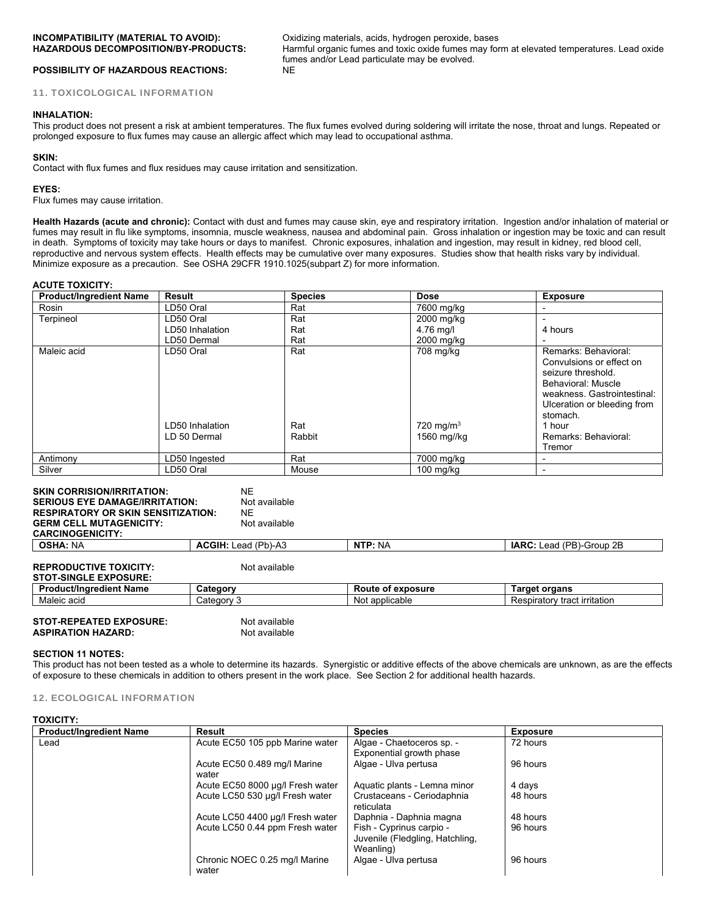**INCOMPATIBILITY (MATERIAL TO AVOID):** Oxidizing materials, acids, hydrogen peroxide, bases

**HAZARDOUS DECOMPOSITION/BY-PRODUCTS:** Harmful organic fumes and toxic oxide fumes may form at elevated temperatures. Lead oxide fumes and/or Lead particulate may be evolved.

**POSSIBILITY OF HAZARDOUS REACTIONS:** NE

## 11. TOXICOLOGICAL INFORMATION

**INHALATION:**
This product does not present a risk at ambient temperatures. The flux fumes evolved during soldering will irritate the nose, throat and lungs. Repeated or prolonged exposure to flux fumes may cause an allergic affect which may lead to occupational asthma.

**SKIN:**
Contact with flux fumes and flux residues may cause irritation and sensitization.

**EYES:**
Flux fumes may cause irritation.

**Health Hazards (acute and chronic):** Contact with dust and fumes may cause skin, eye and respiratory irritation. Ingestion and/or inhalation of material or fumes may result in flu like symptoms, insomnia, muscle weakness, nausea and abdominal pain. Gross inhalation or ingestion may be toxic and can result in death. Symptoms of toxicity may take hours or days to manifest. Chronic exposures, inhalation and ingestion, may result in kidney, red blood cell, reproductive and nervous system effects. Health effects may be cumulative over many exposures. Studies show that health risks vary by individual. Minimize exposure as a precaution. See OSHA 29CFR 1910.1025(subpart Z) for more information.

**ACUTE TOXICITY:**

| Product/Ingredient Name | Result | Species | Dose | Exposure |
|---|---|---|---|---|
| Rosin | LD50 Oral | Rat | 7600 mg/kg | - |
| Terpineol | LD50 Oral | Rat | 2000 mg/kg | - |
| | LD50 Inhalation | Rat | 4.76 mg/l | 4 hours |
| | LD50 Dermal | Rat | 2000 mg/kg | - |
| Maleic acid | LD50 Oral | Rat | 708 mg/kg | Remarks: Behavioral: Convulsions or effect on seizure threshold. Behavioral: Muscle weakness. Gastrointestinal: Ulceration or bleeding from stomach. |
| | LD50 Inhalation | Rat | 720 $mg/m^3$ | 1 hour |
| | LD 50 Dermal | Rabbit | 1560 mg//kg | Remarks: Behavioral: Tremor |
| Antimony | LD50 Ingested | Rat | 7000 mg/kg | - |
| Silver | LD50 Oral | Mouse | 100 mg/kg | - |

**SKIN CORRISION/IRRITATION:** NE
**SERIOUS EYE DAMAGE/IRRITATION:** Not available
**RESPIRATORY OR SKIN SENSITIZATION:** NE
**GERM CELL MUTAGENICITY:** Not available
**CARCINOGENICITY:**

| OSHA: NA | ACGIH: Lead (Pb)-A3 | NTP: NA | IARC: Lead (PB)-Group 2B |
|---|---|---|---|

**REPRODUCTIVE TOXICITY:** Not available
**STOT-SINGLE EXPOSURE:**

| Product/Ingredient Name | Category | Route of exposure | Target organs |
|---|---|---|---|
| Maleic acid | Category 3 | Not applicable | Respiratory tract irritation |

**STOT-REPEATED EXPOSURE:** Not available
**ASPIRATION HAZARD:** Not available

**SECTION 11 NOTES:**
This product has not been tested as a whole to determine its hazards. Synergistic or additive effects of the above chemicals are unknown, as are the effects of exposure to these chemicals in addition to others present in the work place. See Section 2 for additional health hazards.

## 12. ECOLOGICAL INFORMATION

**TOXICITY:**

| Product/Ingredient Name | Result | Species | Exposure |
|---|---|---|---|
| Lead | Acute EC50 105 ppb Marine water | Algae - Chaetoceros sp. - Exponential growth phase | 72 hours |
| | Acute EC50 0.489 mg/l Marine water | Algae - Ulva pertusa | 96 hours |
| | Acute EC50 8000 µg/l Fresh water | Aquatic plants - Lemna minor | 4 days |
| | Acute LC50 530 µg/l Fresh water | Crustaceans - Ceriodaphnia reticulata | 48 hours |
| | Acute LC50 4400 µg/l Fresh water | Daphnia - Daphnia magna | 48 hours |
| | Acute LC50 0.44 ppm Fresh water | Fish - Cyprinus carpio - Juvenile (Fledgling, Hatchling, Weanling) | 96 hours |
| | Chronic NOEC 0.25 mg/l Marine water | Algae - Ulva pertusa | 96 hours |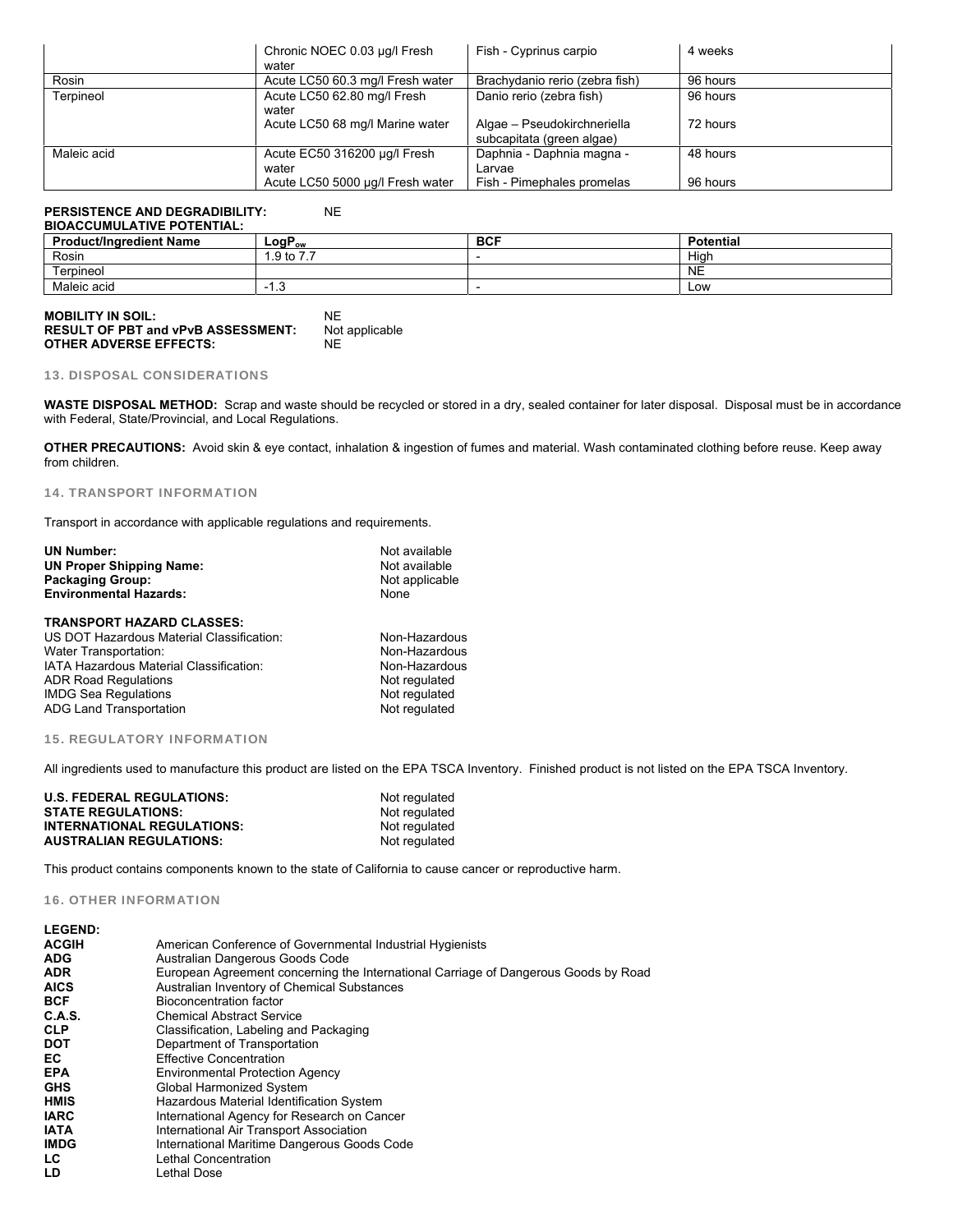|  | Chronic NOEC 0.03 µg/l Fresh water | Fish - Cyprinus carpio | 4 weeks |
| --- | --- | --- | --- |
| Rosin | Acute LC50 60.3 mg/l Fresh water | Brachydanio rerio (zebra fish) | 96 hours |
| Terpineol | Acute LC50 62.80 mg/l Fresh water | Danio rerio (zebra fish) | 96 hours |
|  | Acute LC50 68 mg/l Marine water | Algae – Pseudokirchneriella subcapitata (green algae) | 72 hours |
| Maleic acid | Acute EC50 316200 µg/l Fresh water | Daphnia - Daphnia magna - Larvae | 48 hours |
|  | Acute LC50 5000 µg/l Fresh water | Fish - Pimephales promelas | 96 hours |

**PERSISTENCE AND DEGRADIBILITY:** NE

**BIOACCUMULATIVE POTENTIAL:**

| Product/Ingredient Name | $LogP_{ow}$ | BCF | Potential |
| --- | --- | --- | --- |
| Rosin | 1.9 to 7.7 | - | High |
| Terpineol |  |  | NE |
| Maleic acid | -1.3 | - | Low |

**MOBILITY IN SOIL:** NE
**RESULT OF PBT and vPvB ASSESSMENT:** Not applicable
**OTHER ADVERSE EFFECTS:** NE

## 13. DISPOSAL CONSIDERATIONS

**WASTE DISPOSAL METHOD:** Scrap and waste should be recycled or stored in a dry, sealed container for later disposal. Disposal must be in accordance with Federal, State/Provincial, and Local Regulations.

**OTHER PRECAUTIONS:** Avoid skin & eye contact, inhalation & ingestion of fumes and material. Wash contaminated clothing before reuse. Keep away from children.

## 14. TRANSPORT INFORMATION

Transport in accordance with applicable regulations and requirements.

**UN Number:** Not available
**UN Proper Shipping Name:** Not available
**Packaging Group:** Not applicable
**Environmental Hazards:** None

**TRANSPORT HAZARD CLASSES:**
US DOT Hazardous Material Classification: Non-Hazardous
Water Transportation: Non-Hazardous
IATA Hazardous Material Classification: Non-Hazardous
ADR Road Regulations Not regulated
IMDG Sea Regulations Not regulated
ADG Land Transportation Not regulated

## 15. REGULATORY INFORMATION

All ingredients used to manufacture this product are listed on the EPA TSCA Inventory. Finished product is not listed on the EPA TSCA Inventory.

**U.S. FEDERAL REGULATIONS:** Not regulated
**STATE REGULATIONS:** Not regulated
**INTERNATIONAL REGULATIONS:** Not regulated
**AUSTRALIAN REGULATIONS:** Not regulated

This product contains components known to the state of California to cause cancer or reproductive harm.

## 16. OTHER INFORMATION

**LEGEND:**

**ACGIH** American Conference of Governmental Industrial Hygienists
**ADG** Australian Dangerous Goods Code
**ADR** European Agreement concerning the International Carriage of Dangerous Goods by Road
**AICS** Australian Inventory of Chemical Substances
**BCF** Bioconcentration factor
**C.A.S.** Chemical Abstract Service
**CLP** Classification, Labeling and Packaging
**DOT** Department of Transportation
**EC** Effective Concentration
**EPA** Environmental Protection Agency
**GHS** Global Harmonized System
**HMIS** Hazardous Material Identification System
**IARC** International Agency for Research on Cancer
**IATA** International Air Transport Association
**IMDG** International Maritime Dangerous Goods Code
**LC** Lethal Concentration
**LD** Lethal Dose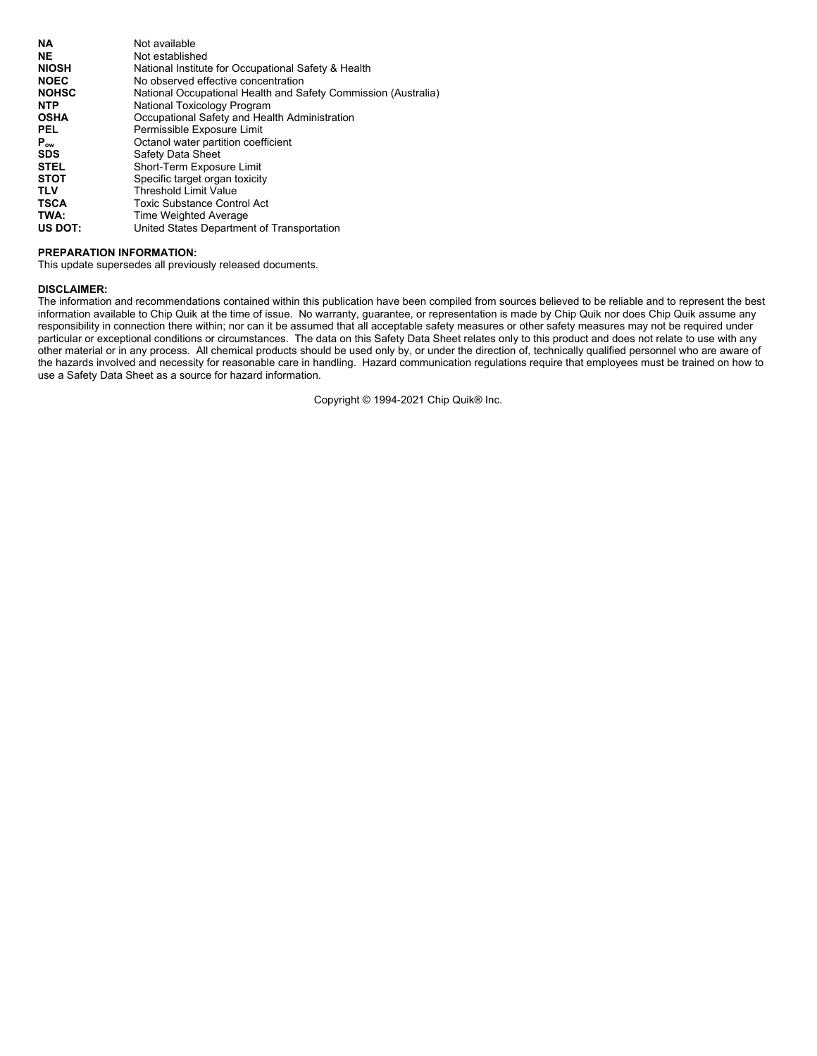| | |
|---|---|
| **NA** | Not available |
| **NE** | Not established |
| **NIOSH** | National Institute for Occupational Safety & Health |
| **NOEC** | No observed effective concentration |
| **NOHSC** | National Occupational Health and Safety Commission (Australia) |
| **NTP** | National Toxicology Program |
| **OSHA** | Occupational Safety and Health Administration |
| **PEL** | Permissible Exposure Limit |
| $P_{ow}$ | Octanol water partition coefficient |
| **SDS** | Safety Data Sheet |
| **STEL** | Short-Term Exposure Limit |
| **STOT** | Specific target organ toxicity |
| **TLV** | Threshold Limit Value |
| **TSCA** | Toxic Substance Control Act |
| **TWA:** | Time Weighted Average |
| **US DOT:** | United States Department of Transportation |

**PREPARATION INFORMATION:**
This update supersedes all previously released documents.

**DISCLAIMER:**
The information and recommendations contained within this publication have been compiled from sources believed to be reliable and to represent the best information available to Chip Quik at the time of issue. No warranty, guarantee, or representation is made by Chip Quik nor does Chip Quik assume any responsibility in connection there within; nor can it be assumed that all acceptable safety measures or other safety measures may not be required under particular or exceptional conditions or circumstances. The data on this Safety Data Sheet relates only to this product and does not relate to use with any other material or in any process. All chemical products should be used only by, or under the direction of, technically qualified personnel who are aware of the hazards involved and necessity for reasonable care in handling. Hazard communication regulations require that employees must be trained on how to use a Safety Data Sheet as a source for hazard information.

Copyright © 1994-2021 Chip Quik® Inc.